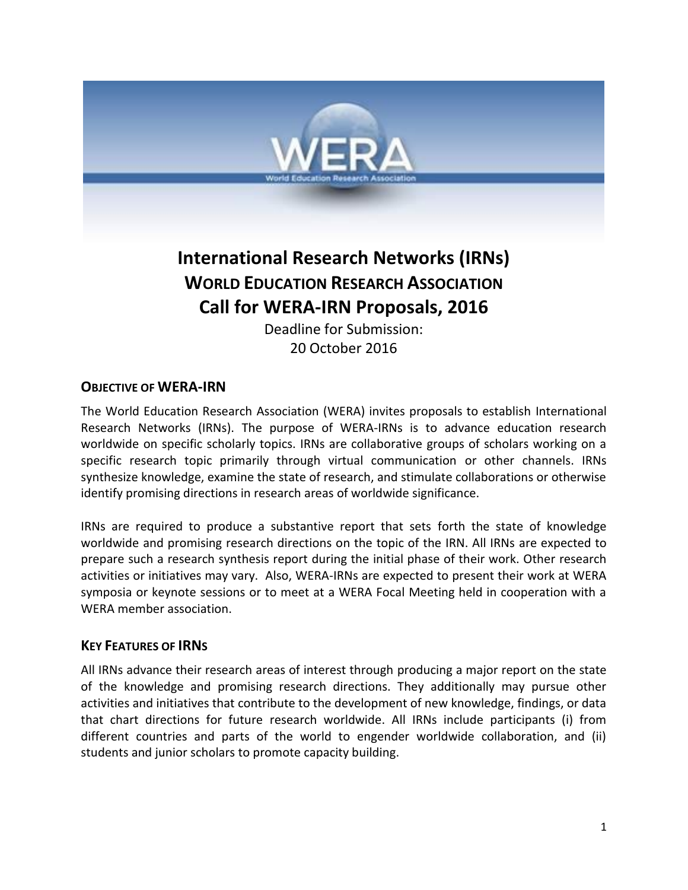# International Research Networks (IRNs)
## WORLD EDUCATION RESEARCH ASSOCIATION
## Call for WERA-IRN Proposals, 2016

Deadline for Submission:
20 October 2016

### OBJECTIVE OF WERA-IRN

The World Education Research Association (WERA) invites proposals to establish International Research Networks (IRNs). The purpose of WERA-IRNs is to advance education research worldwide on specific scholarly topics. IRNs are collaborative groups of scholars working on a specific research topic primarily through virtual communication or other channels. IRNs synthesize knowledge, examine the state of research, and stimulate collaborations or otherwise identify promising directions in research areas of worldwide significance.

IRNs are required to produce a substantive report that sets forth the state of knowledge worldwide and promising research directions on the topic of the IRN. All IRNs are expected to prepare such a research synthesis report during the initial phase of their work. Other research activities or initiatives may vary. Also, WERA-IRNs are expected to present their work at WERA symposia or keynote sessions or to meet at a WERA Focal Meeting held in cooperation with a WERA member association.

### KEY FEATURES OF IRNS

All IRNs advance their research areas of interest through producing a major report on the state of the knowledge and promising research directions. They additionally may pursue other activities and initiatives that contribute to the development of new knowledge, findings, or data that chart directions for future research worldwide. All IRNs include participants (i) from different countries and parts of the world to engender worldwide collaboration, and (ii) students and junior scholars to promote capacity building.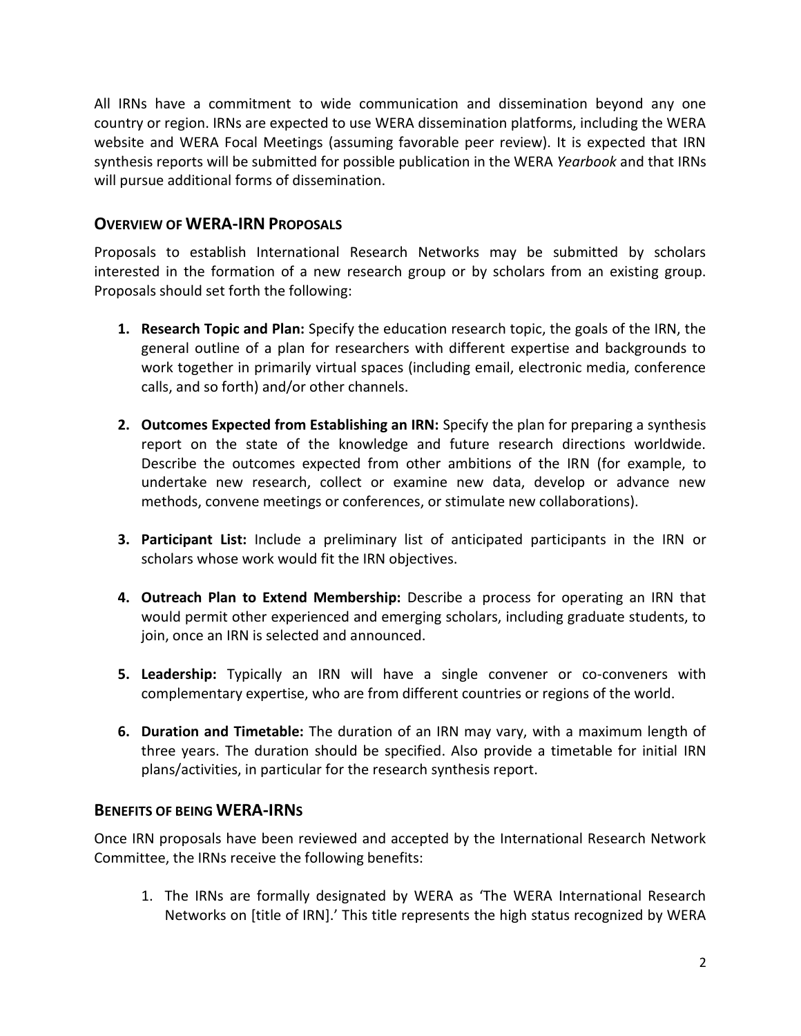All IRNs have a commitment to wide communication and dissemination beyond any one country or region. IRNs are expected to use WERA dissemination platforms, including the WERA website and WERA Focal Meetings (assuming favorable peer review). It is expected that IRN synthesis reports will be submitted for possible publication in the WERA *Yearbook* and that IRNs will pursue additional forms of dissemination.

## OVERVIEW OF WERA-IRN PROPOSALS

Proposals to establish International Research Networks may be submitted by scholars interested in the formation of a new research group or by scholars from an existing group. Proposals should set forth the following:

1. **Research Topic and Plan:** Specify the education research topic, the goals of the IRN, the general outline of a plan for researchers with different expertise and backgrounds to work together in primarily virtual spaces (including email, electronic media, conference calls, and so forth) and/or other channels.

2. **Outcomes Expected from Establishing an IRN:** Specify the plan for preparing a synthesis report on the state of the knowledge and future research directions worldwide. Describe the outcomes expected from other ambitions of the IRN (for example, to undertake new research, collect or examine new data, develop or advance new methods, convene meetings or conferences, or stimulate new collaborations).

3. **Participant List:** Include a preliminary list of anticipated participants in the IRN or scholars whose work would fit the IRN objectives.

4. **Outreach Plan to Extend Membership:** Describe a process for operating an IRN that would permit other experienced and emerging scholars, including graduate students, to join, once an IRN is selected and announced.

5. **Leadership:** Typically an IRN will have a single convener or co-conveners with complementary expertise, who are from different countries or regions of the world.

6. **Duration and Timetable:** The duration of an IRN may vary, with a maximum length of three years. The duration should be specified. Also provide a timetable for initial IRN plans/activities, in particular for the research synthesis report.

## BENEFITS OF BEING WERA-IRNS

Once IRN proposals have been reviewed and accepted by the International Research Network Committee, the IRNs receive the following benefits:

1. The IRNs are formally designated by WERA as 'The WERA International Research Networks on [title of IRN].' This title represents the high status recognized by WERA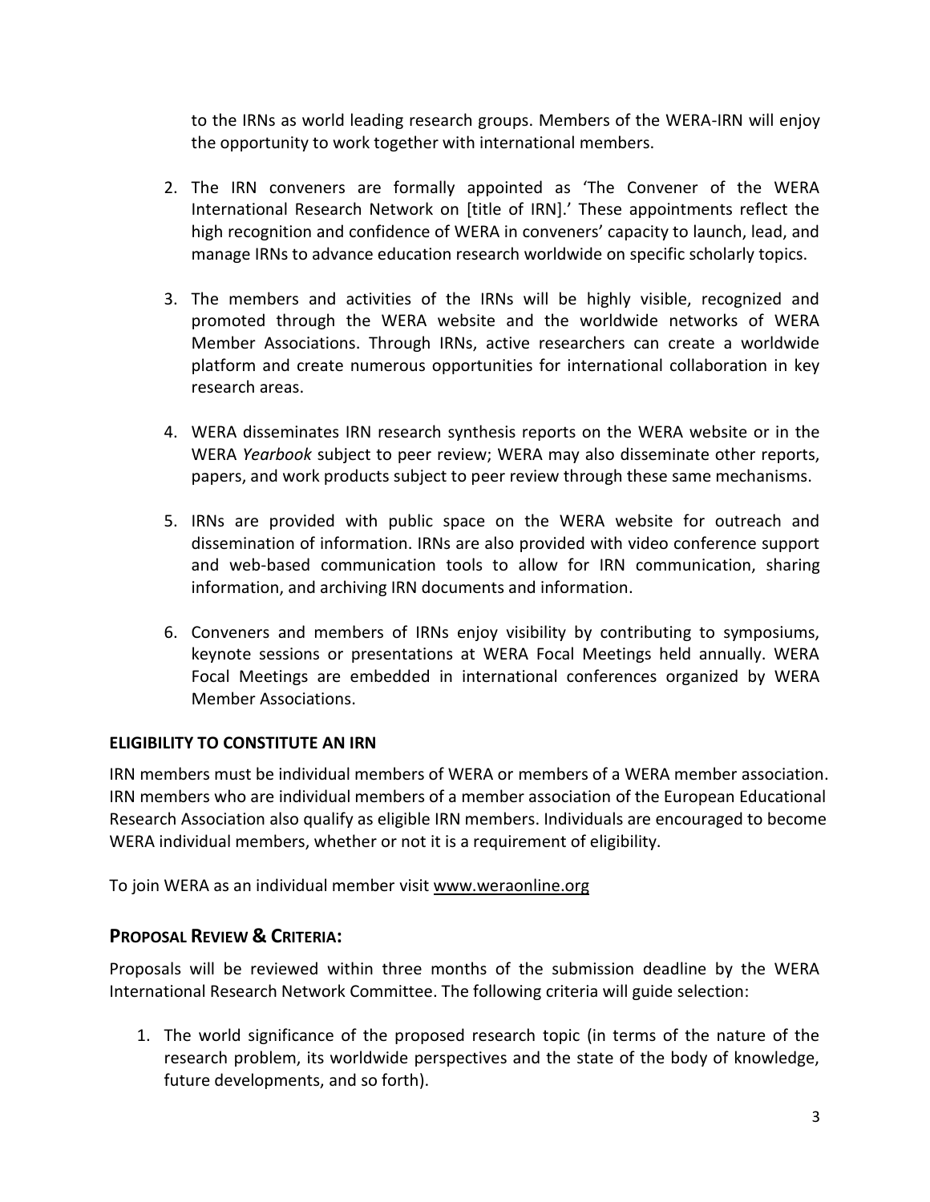to the IRNs as world leading research groups. Members of the WERA-IRN will enjoy the opportunity to work together with international members.

2. The IRN conveners are formally appointed as 'The Convener of the WERA International Research Network on [title of IRN].' These appointments reflect the high recognition and confidence of WERA in conveners' capacity to launch, lead, and manage IRNs to advance education research worldwide on specific scholarly topics.

3. The members and activities of the IRNs will be highly visible, recognized and promoted through the WERA website and the worldwide networks of WERA Member Associations. Through IRNs, active researchers can create a worldwide platform and create numerous opportunities for international collaboration in key research areas.

4. WERA disseminates IRN research synthesis reports on the WERA website or in the WERA *Yearbook* subject to peer review; WERA may also disseminate other reports, papers, and work products subject to peer review through these same mechanisms.

5. IRNs are provided with public space on the WERA website for outreach and dissemination of information. IRNs are also provided with video conference support and web-based communication tools to allow for IRN communication, sharing information, and archiving IRN documents and information.

6. Conveners and members of IRNs enjoy visibility by contributing to symposiums, keynote sessions or presentations at WERA Focal Meetings held annually. WERA Focal Meetings are embedded in international conferences organized by WERA Member Associations.

**ELIGIBILITY TO CONSTITUTE AN IRN**

IRN members must be individual members of WERA or members of a WERA member association. IRN members who are individual members of a member association of the European Educational Research Association also qualify as eligible IRN members. Individuals are encouraged to become WERA individual members, whether or not it is a requirement of eligibility.

To join WERA as an individual member visit www.weraonline.org

## PROPOSAL REVIEW & CRITERIA:

Proposals will be reviewed within three months of the submission deadline by the WERA International Research Network Committee. The following criteria will guide selection:

1. The world significance of the proposed research topic (in terms of the nature of the research problem, its worldwide perspectives and the state of the body of knowledge, future developments, and so forth).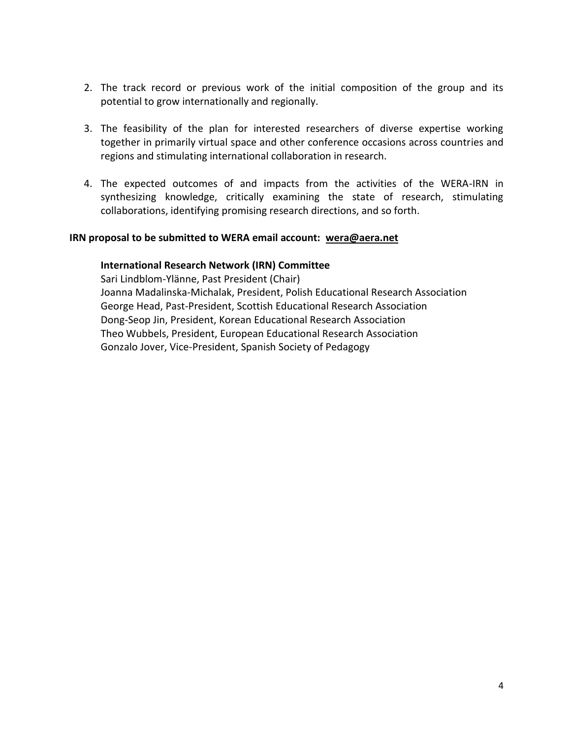2. The track record or previous work of the initial composition of the group and its potential to grow internationally and regionally.

3. The feasibility of the plan for interested researchers of diverse expertise working together in primarily virtual space and other conference occasions across countries and regions and stimulating international collaboration in research.

4. The expected outcomes of and impacts from the activities of the WERA-IRN in synthesizing knowledge, critically examining the state of research, stimulating collaborations, identifying promising research directions, and so forth.

**IRN proposal to be submitted to WERA email account: wera@aera.net**

**International Research Network (IRN) Committee**
Sari Lindblom-Ylänne, Past President (Chair)
Joanna Madalinska-Michalak, President, Polish Educational Research Association
George Head, Past-President, Scottish Educational Research Association
Dong-Seop Jin, President, Korean Educational Research Association
Theo Wubbels, President, European Educational Research Association
Gonzalo Jover, Vice-President, Spanish Society of Pedagogy